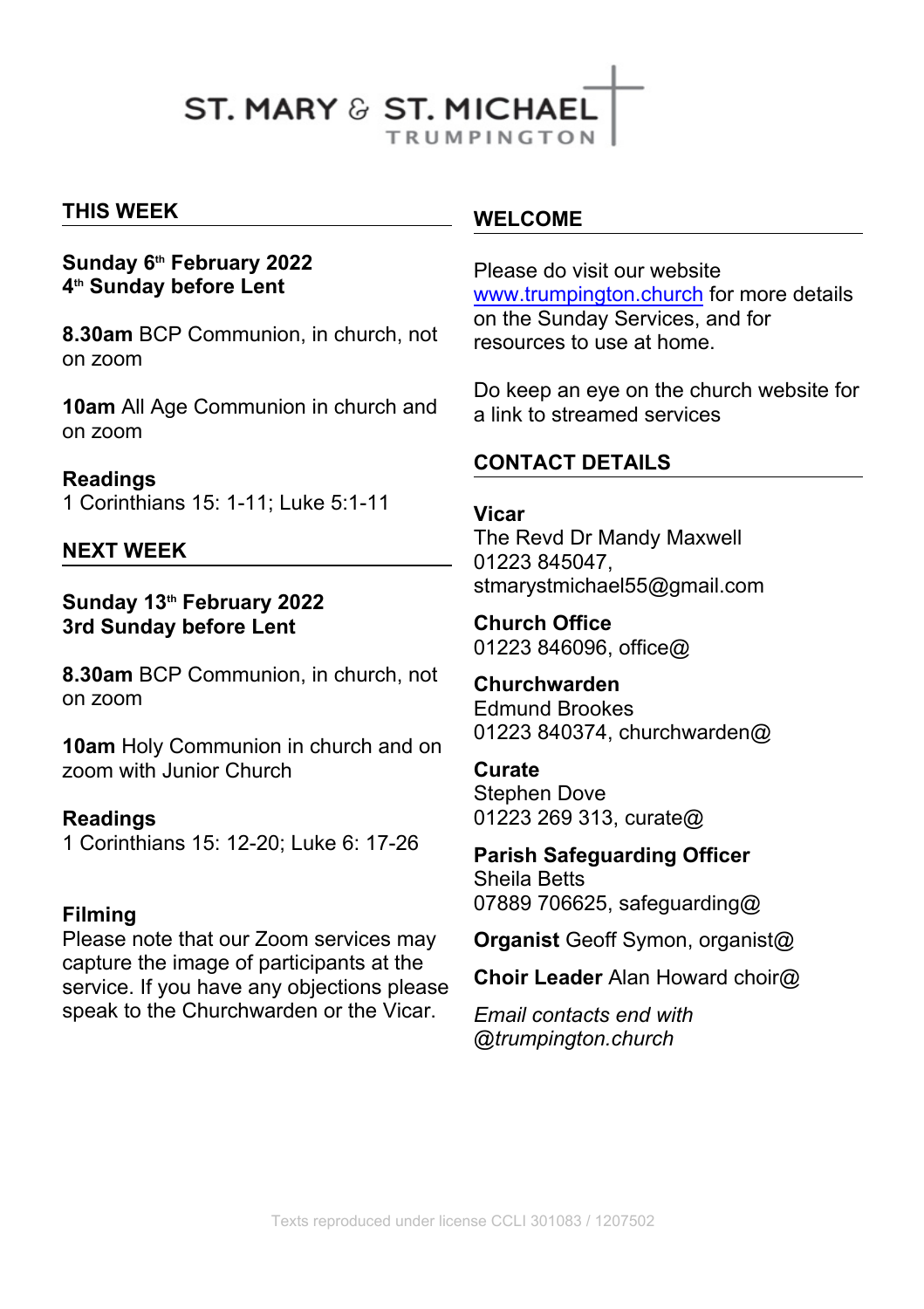# ST. MARY & ST. MICHAEL TRUMPINGTON

## THIS WEEK

**Sunday 6th February 2022**
**4th Sunday before Lent**

**8.30am** BCP Communion, in church, not on zoom

**10am** All Age Communion in church and on zoom

**Readings**
1 Corinthians 15: 1-11; Luke 5:1-11

## NEXT WEEK

**Sunday 13th February 2022**
**3rd Sunday before Lent**

**8.30am** BCP Communion, in church, not on zoom

**10am** Holy Communion in church and on zoom with Junior Church

**Readings**
1 Corinthians 15: 12-20; Luke 6: 17-26

**Filming**
Please note that our Zoom services may capture the image of participants at the service. If you have any objections please speak to the Churchwarden or the Vicar.

## WELCOME

Please do visit our website www.trumpington.church for more details on the Sunday Services, and for resources to use at home.

Do keep an eye on the church website for a link to streamed services

## CONTACT DETAILS

**Vicar**
The Revd Dr Mandy Maxwell
01223 845047,
stmarystmichael55@gmail.com

**Church Office**
01223 846096, office@

**Churchwarden**
Edmund Brookes
01223 840374, churchwarden@

**Curate**
Stephen Dove
01223 269 313, curate@

**Parish Safeguarding Officer**
Sheila Betts
07889 706625, safeguarding@

**Organist** Geoff Symon, organist@

**Choir Leader** Alan Howard choir@

*Email contacts end with @trumpington.church*

Texts reproduced under license CCLI 301083 / 1207502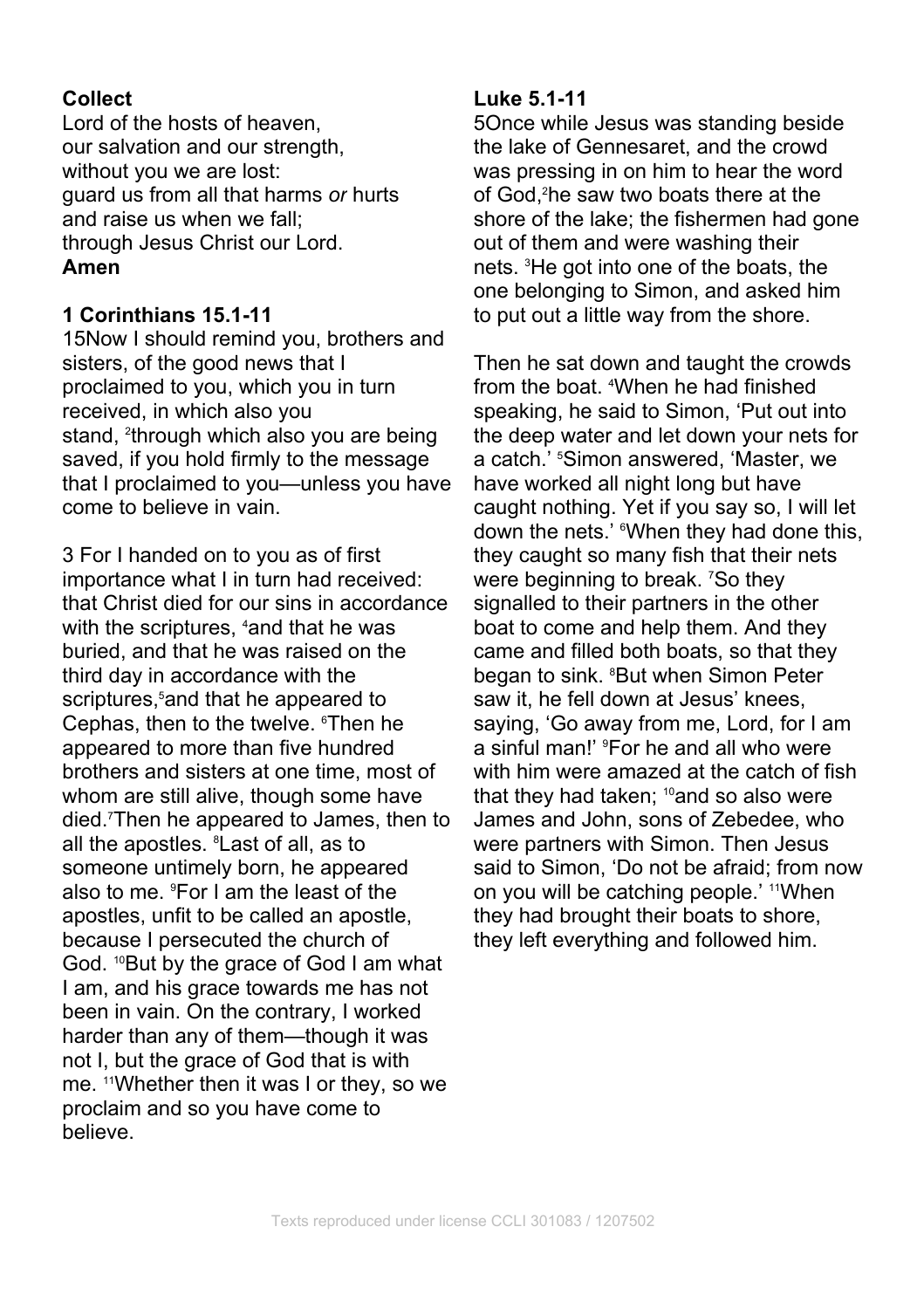**Collect**

Lord of the hosts of heaven,
our salvation and our strength,
without you we are lost:
guard us from all that harms *or* hurts
and raise us when we fall;
through Jesus Christ our Lord.
**Amen**

**1 Corinthians 15.1-11**

15Now I should remind you, brothers and sisters, of the good news that I proclaimed to you, which you in turn received, in which also you stand, [2]through which also you are being saved, if you hold firmly to the message that I proclaimed to you—unless you have come to believe in vain.

3 For I handed on to you as of first importance what I in turn had received: that Christ died for our sins in accordance with the scriptures, [4]and that he was buried, and that he was raised on the third day in accordance with the scriptures,[5]and that he appeared to Cephas, then to the twelve. [6]Then he appeared to more than five hundred brothers and sisters at one time, most of whom are still alive, though some have died.[7]Then he appeared to James, then to all the apostles. [8]Last of all, as to someone untimely born, he appeared also to me. [9]For I am the least of the apostles, unfit to be called an apostle, because I persecuted the church of God. [10]But by the grace of God I am what I am, and his grace towards me has not been in vain. On the contrary, I worked harder than any of them—though it was not I, but the grace of God that is with me. [11]Whether then it was I or they, so we proclaim and so you have come to believe.

**Luke 5.1-11**

5Once while Jesus was standing beside the lake of Gennesaret, and the crowd was pressing in on him to hear the word of God,[2]he saw two boats there at the shore of the lake; the fishermen had gone out of them and were washing their nets. [3]He got into one of the boats, the one belonging to Simon, and asked him to put out a little way from the shore.

Then he sat down and taught the crowds from the boat. [4]When he had finished speaking, he said to Simon, 'Put out into the deep water and let down your nets for a catch.' [5]Simon answered, 'Master, we have worked all night long but have caught nothing. Yet if you say so, I will let down the nets.' [6]When they had done this, they caught so many fish that their nets were beginning to break. [7]So they signalled to their partners in the other boat to come and help them. And they came and filled both boats, so that they began to sink. [8]But when Simon Peter saw it, he fell down at Jesus' knees, saying, 'Go away from me, Lord, for I am a sinful man!' [9]For he and all who were with him were amazed at the catch of fish that they had taken; [10]and so also were James and John, sons of Zebedee, who were partners with Simon. Then Jesus said to Simon, 'Do not be afraid; from now on you will be catching people.' [11]When they had brought their boats to shore, they left everything and followed him.

Texts reproduced under license CCLI 301083 / 1207502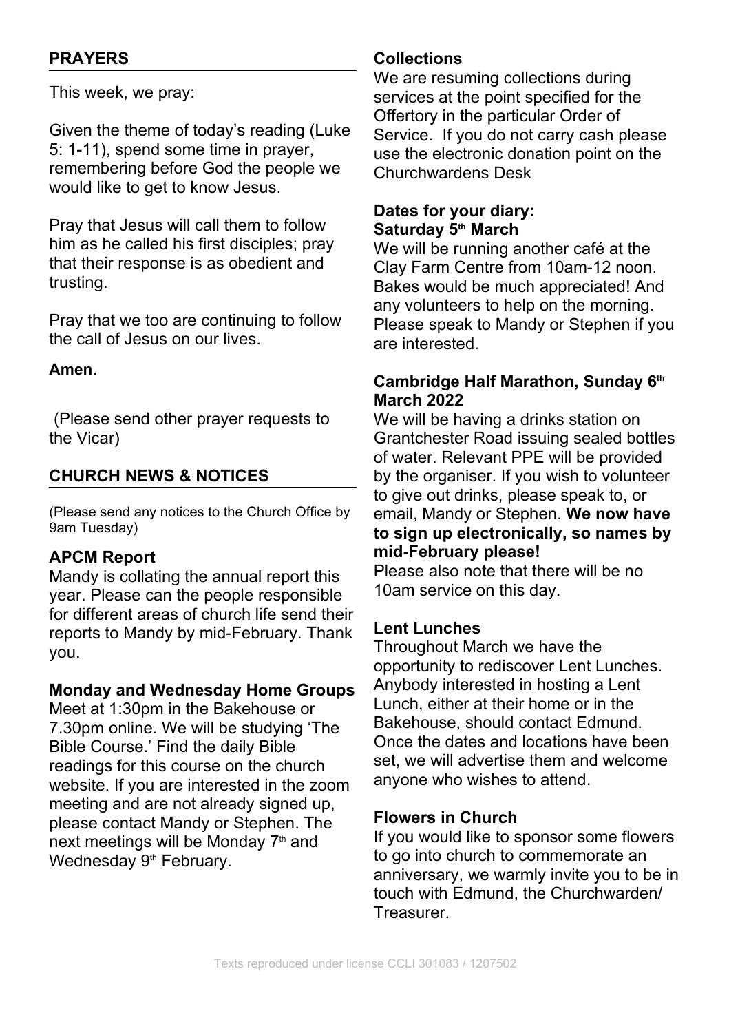## PRAYERS

This week, we pray:

Given the theme of today's reading (Luke 5: 1-11), spend some time in prayer, remembering before God the people we would like to get to know Jesus.

Pray that Jesus will call them to follow him as he called his first disciples; pray that their response is as obedient and trusting.

Pray that we too are continuing to follow the call of Jesus on our lives.

**Amen.**

(Please send other prayer requests to the Vicar)

## CHURCH NEWS & NOTICES

(Please send any notices to the Church Office by 9am Tuesday)

### APCM Report

Mandy is collating the annual report this year. Please can the people responsible for different areas of church life send their reports to Mandy by mid-February. Thank you.

### Monday and Wednesday Home Groups

Meet at 1:30pm in the Bakehouse or 7.30pm online. We will be studying 'The Bible Course.' Find the daily Bible readings for this course on the church website. If you are interested in the zoom meeting and are not already signed up, please contact Mandy or Stephen. The next meetings will be Monday 7th and Wednesday 9th February.

### Collections

We are resuming collections during services at the point specified for the Offertory in the particular Order of Service. If you do not carry cash please use the electronic donation point on the Churchwardens Desk

### Dates for your diary:

### Saturday 5th March

We will be running another café at the Clay Farm Centre from 10am-12 noon. Bakes would be much appreciated! And any volunteers to help on the morning. Please speak to Mandy or Stephen if you are interested.

### Cambridge Half Marathon, Sunday 6th March 2022

We will be having a drinks station on Grantchester Road issuing sealed bottles of water. Relevant PPE will be provided by the organiser. If you wish to volunteer to give out drinks, please speak to, or email, Mandy or Stephen. **We now have to sign up electronically, so names by mid-February please!**

Please also note that there will be no 10am service on this day.

### Lent Lunches

Throughout March we have the opportunity to rediscover Lent Lunches. Anybody interested in hosting a Lent Lunch, either at their home or in the Bakehouse, should contact Edmund. Once the dates and locations have been set, we will advertise them and welcome anyone who wishes to attend.

### Flowers in Church

If you would like to sponsor some flowers to go into church to commemorate an anniversary, we warmly invite you to be in touch with Edmund, the Churchwarden/ Treasurer.

Texts reproduced under license CCLI 301083 / 1207502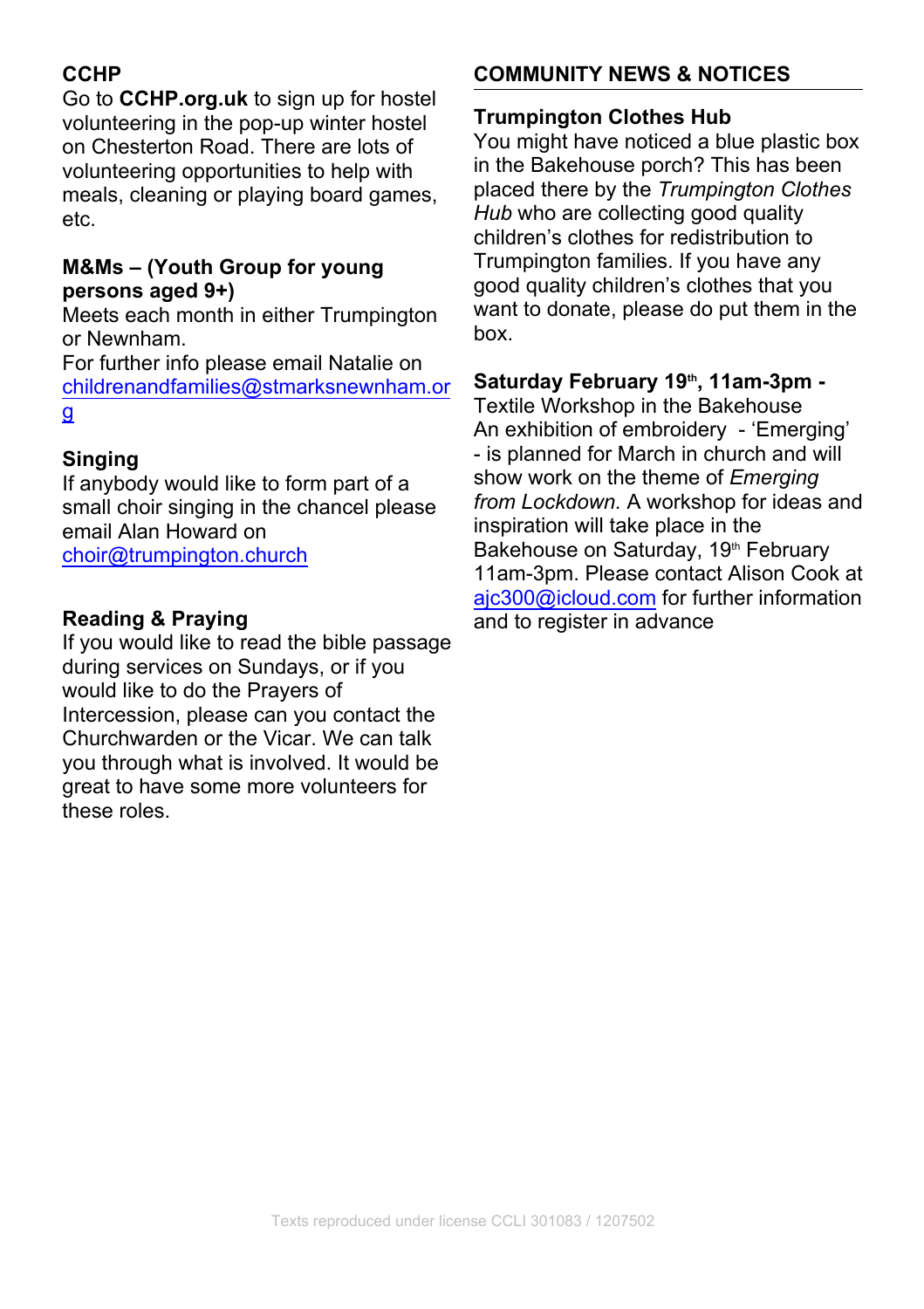### CCHP

Go to **CCHP.org.uk** to sign up for hostel volunteering in the pop-up winter hostel on Chesterton Road. There are lots of volunteering opportunities to help with meals, cleaning or playing board games, etc.

### M&Ms – (Youth Group for young persons aged 9+)

Meets each month in either Trumpington or Newnham.
For further info please email Natalie on childrenandfamilies@stmarksnewnham.org

### Singing

If anybody would like to form part of a small choir singing in the chancel please email Alan Howard on choir@trumpington.church

### Reading & Praying

If you would like to read the bible passage during services on Sundays, or if you would like to do the Prayers of Intercession, please can you contact the Churchwarden or the Vicar. We can talk you through what is involved. It would be great to have some more volunteers for these roles.

## COMMUNITY NEWS & NOTICES

### Trumpington Clothes Hub

You might have noticed a blue plastic box in the Bakehouse porch? This has been placed there by the *Trumpington Clothes Hub* who are collecting good quality children's clothes for redistribution to Trumpington families. If you have any good quality children's clothes that you want to donate, please do put them in the box.

### Saturday February 19th, 11am-3pm -

Textile Workshop in the Bakehouse
An exhibition of embroidery - 'Emerging' - is planned for March in church and will show work on the theme of *Emerging from Lockdown.* A workshop for ideas and inspiration will take place in the Bakehouse on Saturday, 19th February 11am-3pm. Please contact Alison Cook at ajc300@icloud.com for further information and to register in advance

Texts reproduced under license CCLI 301083 / 1207502